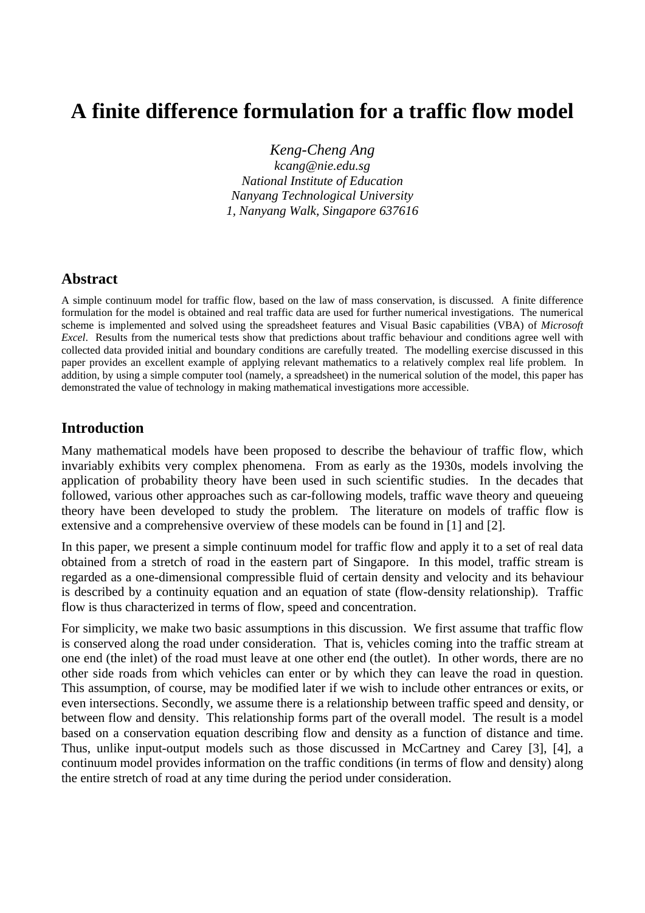# A finite difference formulation for a traffic flow model

*Keng-Cheng Ang*
*kcang@nie.edu.sg*
*National Institute of Education*
*Nanyang Technological University*
*1, Nanyang Walk, Singapore 637616*

## Abstract

A simple continuum model for traffic flow, based on the law of mass conservation, is discussed. A finite difference formulation for the model is obtained and real traffic data are used for further numerical investigations. The numerical scheme is implemented and solved using the spreadsheet features and Visual Basic capabilities (VBA) of *Microsoft Excel*. Results from the numerical tests show that predictions about traffic behaviour and conditions agree well with collected data provided initial and boundary conditions are carefully treated. The modelling exercise discussed in this paper provides an excellent example of applying relevant mathematics to a relatively complex real life problem. In addition, by using a simple computer tool (namely, a spreadsheet) in the numerical solution of the model, this paper has demonstrated the value of technology in making mathematical investigations more accessible.

## Introduction

Many mathematical models have been proposed to describe the behaviour of traffic flow, which invariably exhibits very complex phenomena. From as early as the 1930s, models involving the application of probability theory have been used in such scientific studies. In the decades that followed, various other approaches such as car-following models, traffic wave theory and queueing theory have been developed to study the problem. The literature on models of traffic flow is extensive and a comprehensive overview of these models can be found in [1] and [2].

In this paper, we present a simple continuum model for traffic flow and apply it to a set of real data obtained from a stretch of road in the eastern part of Singapore. In this model, traffic stream is regarded as a one-dimensional compressible fluid of certain density and velocity and its behaviour is described by a continuity equation and an equation of state (flow-density relationship). Traffic flow is thus characterized in terms of flow, speed and concentration.

For simplicity, we make two basic assumptions in this discussion. We first assume that traffic flow is conserved along the road under consideration. That is, vehicles coming into the traffic stream at one end (the inlet) of the road must leave at one other end (the outlet). In other words, there are no other side roads from which vehicles can enter or by which they can leave the road in question. This assumption, of course, may be modified later if we wish to include other entrances or exits, or even intersections. Secondly, we assume there is a relationship between traffic speed and density, or between flow and density. This relationship forms part of the overall model. The result is a model based on a conservation equation describing flow and density as a function of distance and time. Thus, unlike input-output models such as those discussed in McCartney and Carey [3], [4], a continuum model provides information on the traffic conditions (in terms of flow and density) along the entire stretch of road at any time during the period under consideration.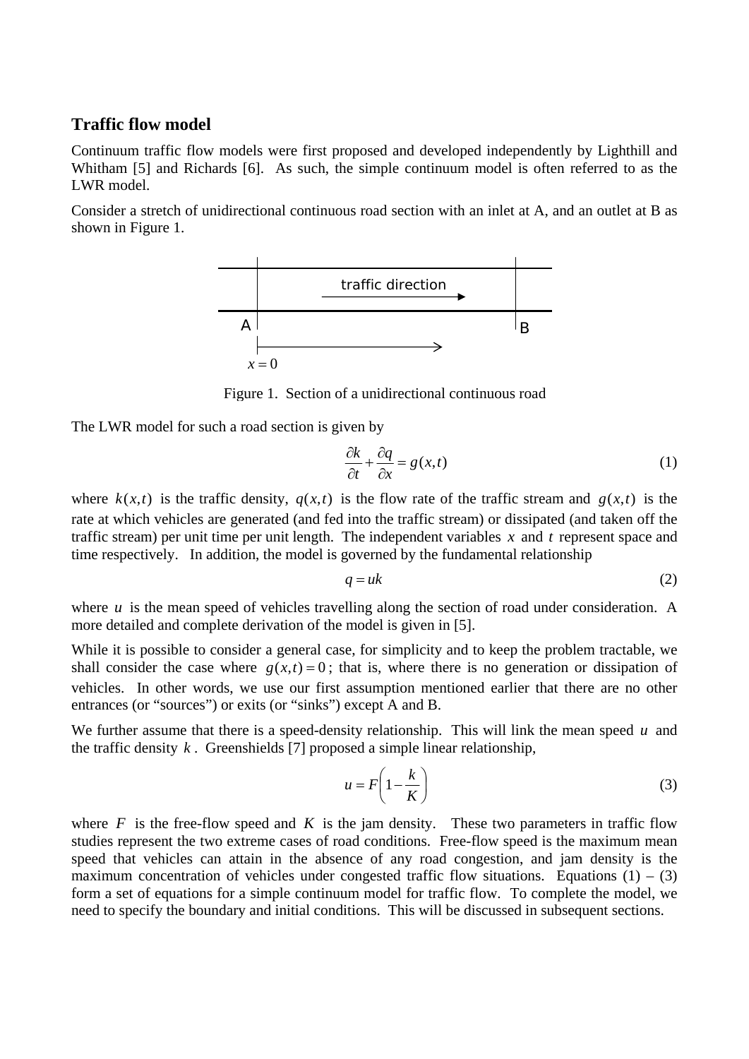## Traffic flow model

Continuum traffic flow models were first proposed and developed independently by Lighthill and Whitham [5] and Richards [6]. As such, the simple continuum model is often referred to as the LWR model.

Consider a stretch of unidirectional continuous road section with an inlet at A, and an outlet at B as shown in Figure 1.

Figure 1. Section of a unidirectional continuous road

The LWR model for such a road section is given by

$$\frac{\partial k}{\partial t} + \frac{\partial q}{\partial x} = g(x,t) \tag{1}$$

where $k(x,t)$ is the traffic density, $q(x,t)$ is the flow rate of the traffic stream and $g(x,t)$ is the rate at which vehicles are generated (and fed into the traffic stream) or dissipated (and taken off the traffic stream) per unit time per unit length. The independent variables $x$ and $t$ represent space and time respectively. In addition, the model is governed by the fundamental relationship

$$q = uk \tag{2}$$

where $u$ is the mean speed of vehicles travelling along the section of road under consideration. A more detailed and complete derivation of the model is given in [5].

While it is possible to consider a general case, for simplicity and to keep the problem tractable, we shall consider the case where $g(x,t) = 0$; that is, where there is no generation or dissipation of vehicles. In other words, we use our first assumption mentioned earlier that there are no other entrances (or "sources") or exits (or "sinks") except A and B.

We further assume that there is a speed-density relationship. This will link the mean speed $u$ and the traffic density $k$. Greenshields [7] proposed a simple linear relationship,

$$u = F\left(1 - \frac{k}{K}\right) \tag{3}$$

where $F$ is the free-flow speed and $K$ is the jam density. These two parameters in traffic flow studies represent the two extreme cases of road conditions. Free-flow speed is the maximum mean speed that vehicles can attain in the absence of any road congestion, and jam density is the maximum concentration of vehicles under congested traffic flow situations. Equations (1) – (3) form a set of equations for a simple continuum model for traffic flow. To complete the model, we need to specify the boundary and initial conditions. This will be discussed in subsequent sections.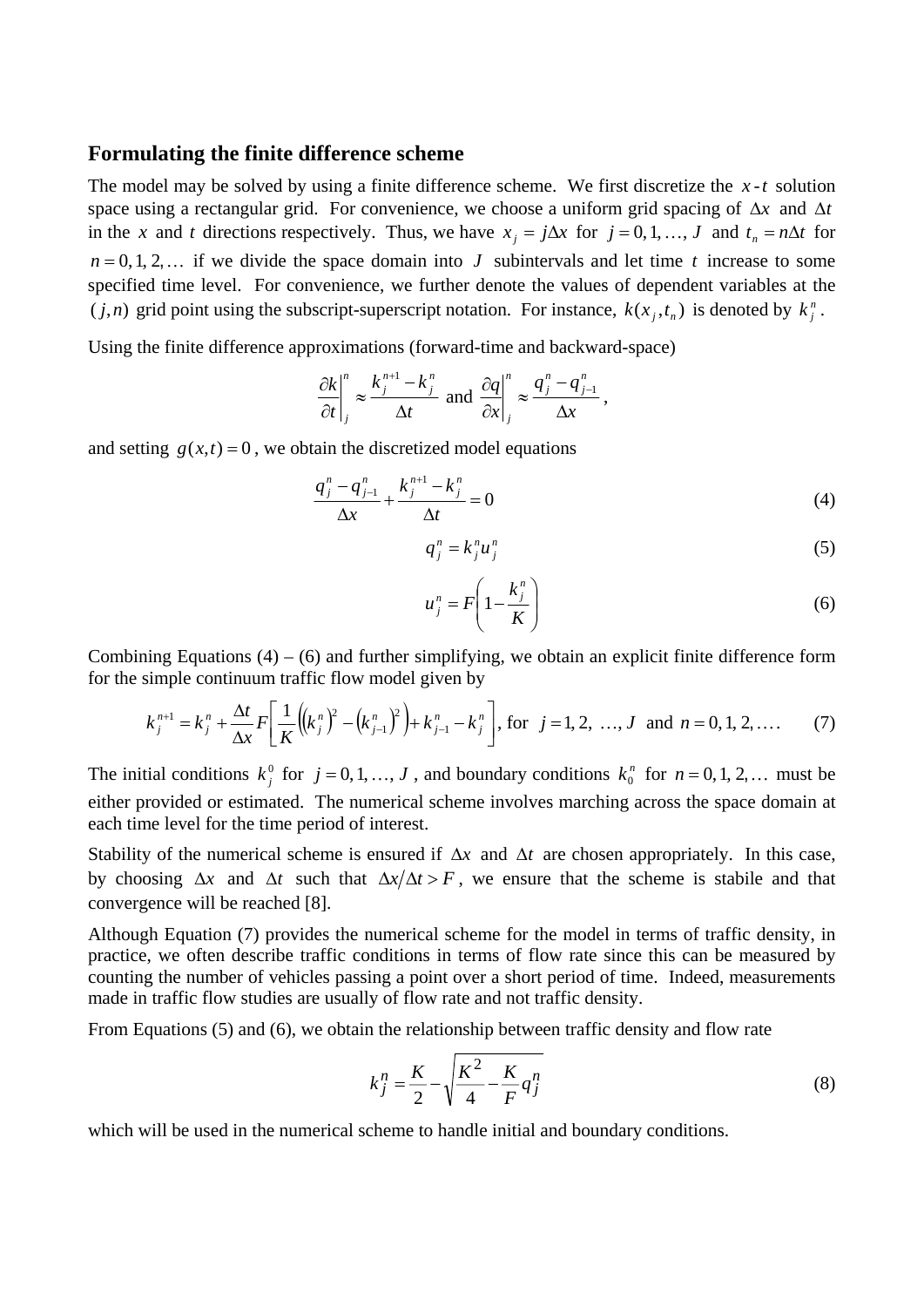## Formulating the finite difference scheme

The model may be solved by using a finite difference scheme. We first discretize the $x$-$t$ solution space using a rectangular grid. For convenience, we choose a uniform grid spacing of $\Delta x$ and $\Delta t$ in the $x$ and $t$ directions respectively. Thus, we have $x_j = j\Delta x$ for $j = 0, 1, \ldots, J$ and $t_n = n\Delta t$ for $n = 0, 1, 2, \ldots$ if we divide the space domain into $J$ subintervals and let time $t$ increase to some specified time level. For convenience, we further denote the values of dependent variables at the $(j, n)$ grid point using the subscript-superscript notation. For instance, $k(x_j, t_n)$ is denoted by $k_j^n$.

Using the finite difference approximations (forward-time and backward-space)

$$\left.\frac{\partial k}{\partial t}\right|_j^n \approx \frac{k_j^{n+1} - k_j^n}{\Delta t} \text{ and } \left.\frac{\partial q}{\partial x}\right|_j^n \approx \frac{q_j^n - q_{j-1}^n}{\Delta x},$$

and setting $g(x,t) = 0$, we obtain the discretized model equations

$$\frac{q_j^n - q_{j-1}^n}{\Delta x} + \frac{k_j^{n+1} - k_j^n}{\Delta t} = 0 \tag{4}$$

$$q_j^n = k_j^n u_j^n \tag{5}$$

$$u_j^n = F\left(1 - \frac{k_j^n}{K}\right) \tag{6}$$

Combining Equations (4) – (6) and further simplifying, we obtain an explicit finite difference form for the simple continuum traffic flow model given by

$$k_j^{n+1} = k_j^n + \frac{\Delta t}{\Delta x} F\left[\frac{1}{K}\left(\left(k_j^n\right)^2 - \left(k_{j-1}^n\right)^2\right) + k_{j-1}^n - k_j^n\right], \text{ for } j = 1, 2, \ldots, J \text{ and } n = 0, 1, 2, \ldots. \tag{7}$$

The initial conditions $k_j^0$ for $j = 0, 1, \ldots, J$, and boundary conditions $k_0^n$ for $n = 0, 1, 2, \ldots$ must be either provided or estimated. The numerical scheme involves marching across the space domain at each time level for the time period of interest.

Stability of the numerical scheme is ensured if $\Delta x$ and $\Delta t$ are chosen appropriately. In this case, by choosing $\Delta x$ and $\Delta t$ such that $\Delta x / \Delta t > F$, we ensure that the scheme is stabile and that convergence will be reached [8].

Although Equation (7) provides the numerical scheme for the model in terms of traffic density, in practice, we often describe traffic conditions in terms of flow rate since this can be measured by counting the number of vehicles passing a point over a short period of time. Indeed, measurements made in traffic flow studies are usually of flow rate and not traffic density.

From Equations (5) and (6), we obtain the relationship between traffic density and flow rate

$$k_j^n = \frac{K}{2} - \sqrt{\frac{K^2}{4} - \frac{K}{F} q_j^n} \tag{8}$$

which will be used in the numerical scheme to handle initial and boundary conditions.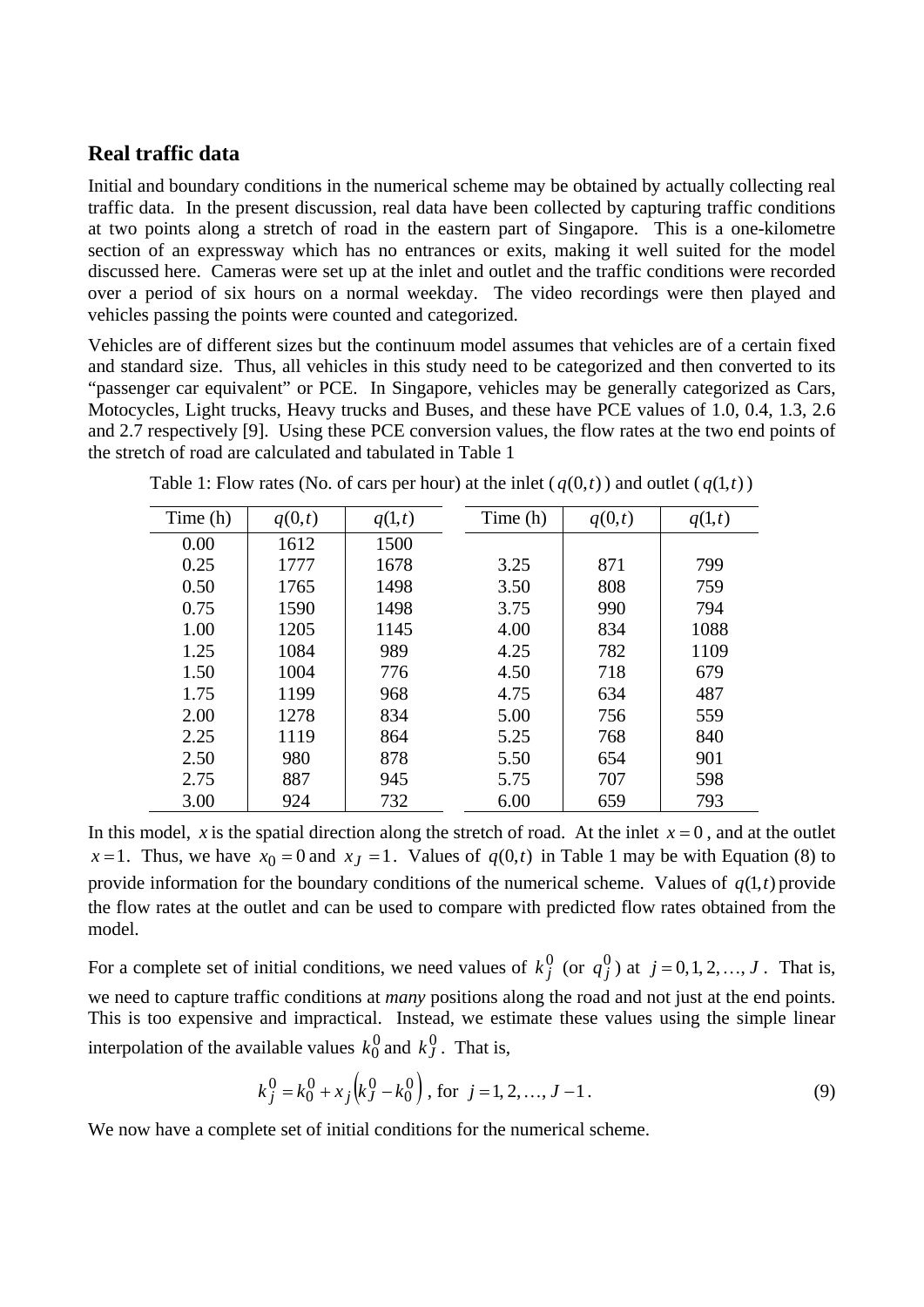## Real traffic data

Initial and boundary conditions in the numerical scheme may be obtained by actually collecting real traffic data. In the present discussion, real data have been collected by capturing traffic conditions at two points along a stretch of road in the eastern part of Singapore. This is a one-kilometre section of an expressway which has no entrances or exits, making it well suited for the model discussed here. Cameras were set up at the inlet and outlet and the traffic conditions were recorded over a period of six hours on a normal weekday. The video recordings were then played and vehicles passing the points were counted and categorized.

Vehicles are of different sizes but the continuum model assumes that vehicles are of a certain fixed and standard size. Thus, all vehicles in this study need to be categorized and then converted to its "passenger car equivalent" or PCE. In Singapore, vehicles may be generally categorized as Cars, Motocycles, Light trucks, Heavy trucks and Buses, and these have PCE values of 1.0, 0.4, 1.3, 2.6 and 2.7 respectively [9]. Using these PCE conversion values, the flow rates at the two end points of the stretch of road are calculated and tabulated in Table 1

Table 1: Flow rates (No. of cars per hour) at the inlet ($q(0,t)$) and outlet ($q(1,t)$)

| Time (h) | $q(0,t)$ | $q(1,t)$ | Time (h) | $q(0,t)$ | $q(1,t)$ |
|---|---|---|---|---|---|
| 0.00 | 1612 | 1500 | | | |
| 0.25 | 1777 | 1678 | 3.25 | 871 | 799 |
| 0.50 | 1765 | 1498 | 3.50 | 808 | 759 |
| 0.75 | 1590 | 1498 | 3.75 | 990 | 794 |
| 1.00 | 1205 | 1145 | 4.00 | 834 | 1088 |
| 1.25 | 1084 | 989 | 4.25 | 782 | 1109 |
| 1.50 | 1004 | 776 | 4.50 | 718 | 679 |
| 1.75 | 1199 | 968 | 4.75 | 634 | 487 |
| 2.00 | 1278 | 834 | 5.00 | 756 | 559 |
| 2.25 | 1119 | 864 | 5.25 | 768 | 840 |
| 2.50 | 980 | 878 | 5.50 | 654 | 901 |
| 2.75 | 887 | 945 | 5.75 | 707 | 598 |
| 3.00 | 924 | 732 | 6.00 | 659 | 793 |

In this model, $x$ is the spatial direction along the stretch of road. At the inlet $x=0$, and at the outlet $x=1$. Thus, we have $x_0=0$ and $x_J=1$. Values of $q(0,t)$ in Table 1 may be with Equation (8) to provide information for the boundary conditions of the numerical scheme. Values of $q(1,t)$ provide the flow rates at the outlet and can be used to compare with predicted flow rates obtained from the model.

For a complete set of initial conditions, we need values of $k_j^0$ (or $q_j^0$) at $j=0,1,2,\ldots,J$. That is, we need to capture traffic conditions at *many* positions along the road and not just at the end points. This is too expensive and impractical. Instead, we estimate these values using the simple linear interpolation of the available values $k_0^0$ and $k_J^0$. That is,

$$k_j^0 = k_0^0 + x_j\left(k_J^0 - k_0^0\right), \text{ for } j=1,2,\ldots,J-1. \tag{9}$$

We now have a complete set of initial conditions for the numerical scheme.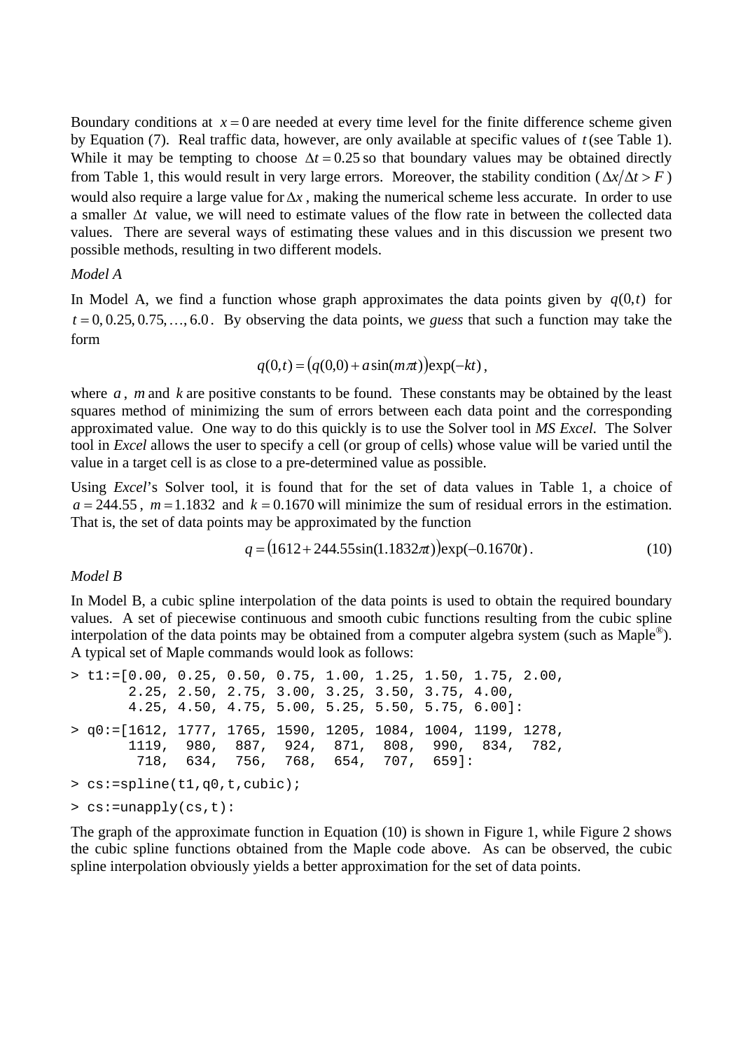Boundary conditions at $x = 0$ are needed at every time level for the finite difference scheme given by Equation (7). Real traffic data, however, are only available at specific values of $t$ (see Table 1). While it may be tempting to choose $\Delta t = 0.25$ so that boundary values may be obtained directly from Table 1, this would result in very large errors. Moreover, the stability condition ($\Delta x/\Delta t > F$) would also require a large value for $\Delta x$, making the numerical scheme less accurate. In order to use a smaller $\Delta t$ value, we will need to estimate values of the flow rate in between the collected data values. There are several ways of estimating these values and in this discussion we present two possible methods, resulting in two different models.

*Model A*

In Model A, we find a function whose graph approximates the data points given by $q(0,t)$ for $t = 0, 0.25, 0.75, \ldots, 6.0$. By observing the data points, we *guess* that such a function may take the form

$$q(0,t) = \left(q(0,0) + a\sin(m\pi t)\right)\exp(-kt),$$

where $a$, $m$ and $k$ are positive constants to be found. These constants may be obtained by the least squares method of minimizing the sum of errors between each data point and the corresponding approximated value. One way to do this quickly is to use the Solver tool in *MS Excel*. The Solver tool in *Excel* allows the user to specify a cell (or group of cells) whose value will be varied until the value in a target cell is as close to a pre-determined value as possible.

Using *Excel*'s Solver tool, it is found that for the set of data values in Table 1, a choice of $a = 244.55$, $m = 1.1832$ and $k = 0.1670$ will minimize the sum of residual errors in the estimation. That is, the set of data points may be approximated by the function

$$q = \left(1612 + 244.55\sin(1.1832\pi t)\right)\exp(-0.1670t). \tag{10}$$

*Model B*

In Model B, a cubic spline interpolation of the data points is used to obtain the required boundary values. A set of piecewise continuous and smooth cubic functions resulting from the cubic spline interpolation of the data points may be obtained from a computer algebra system (such as Maple®). A typical set of Maple commands would look as follows:

```
> t1:=[0.00, 0.25, 0.50, 0.75, 1.00, 1.25, 1.50, 1.75, 2.00,
       2.25, 2.50, 2.75, 3.00, 3.25, 3.50, 3.75, 4.00,
       4.25, 4.50, 4.75, 5.00, 5.25, 5.50, 5.75, 6.00]:
> q0:=[1612, 1777, 1765, 1590, 1205, 1084, 1004, 1199, 1278,
       1119,  980,  887,  924,  871,  808,  990,  834,  782,
        718,  634,  756,  768,  654,  707,  659]:
> cs:=spline(t1,q0,t,cubic);
> cs:=unapply(cs,t):
```

The graph of the approximate function in Equation (10) is shown in Figure 1, while Figure 2 shows the cubic spline functions obtained from the Maple code above. As can be observed, the cubic spline interpolation obviously yields a better approximation for the set of data points.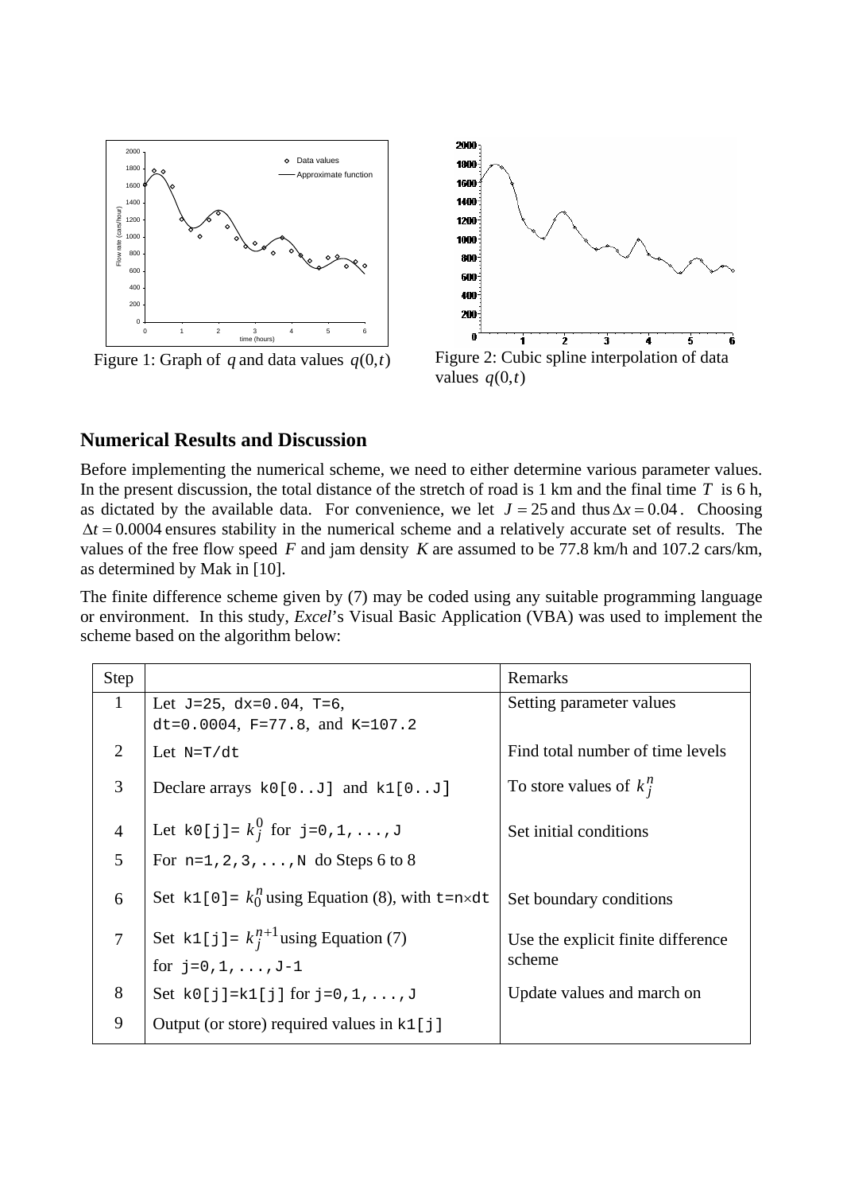Figure 1: Graph of $q$ and data values $q(0,t)$

Figure 2: Cubic spline interpolation of data values $q(0,t)$

## Numerical Results and Discussion

Before implementing the numerical scheme, we need to either determine various parameter values. In the present discussion, the total distance of the stretch of road is 1 km and the final time $T$ is 6 h, as dictated by the available data. For convenience, we let $J = 25$ and thus $\Delta x = 0.04$. Choosing $\Delta t = 0.0004$ ensures stability in the numerical scheme and a relatively accurate set of results. The values of the free flow speed $F$ and jam density $K$ are assumed to be 77.8 km/h and 107.2 cars/km, as determined by Mak in [10].

The finite difference scheme given by (7) may be coded using any suitable programming language or environment. In this study, *Excel*'s Visual Basic Application (VBA) was used to implement the scheme based on the algorithm below:

| Step | | Remarks |
|---|---|---|
| 1 | Let `J=25`, `dx=0.04`, `T=6`, `dt=0.0004`, `F=77.8`, and `K=107.2` | Setting parameter values |
| 2 | Let `N=T/dt` | Find total number of time levels |
| 3 | Declare arrays `k0[0..J]` and `k1[0..J]` | To store values of $k_j^n$ |
| 4 | Let `k0[j]`= $k_j^0$ for `j=0,1,...,J` | Set initial conditions |
| 5 | For `n=1,2,3,...,N` do Steps 6 to 8 | |
| 6 | Set `k1[0]`= $k_0^n$ using Equation (8), with `t=n`$\times$`dt` | Set boundary conditions |
| 7 | Set `k1[j]`= $k_j^{n+1}$ using Equation (7) for `j=0,1,...,J-1` | Use the explicit finite difference scheme |
| 8 | Set `k0[j]=k1[j]` for `j=0,1,...,J` | Update values and march on |
| 9 | Output (or store) required values in `k1[j]` | |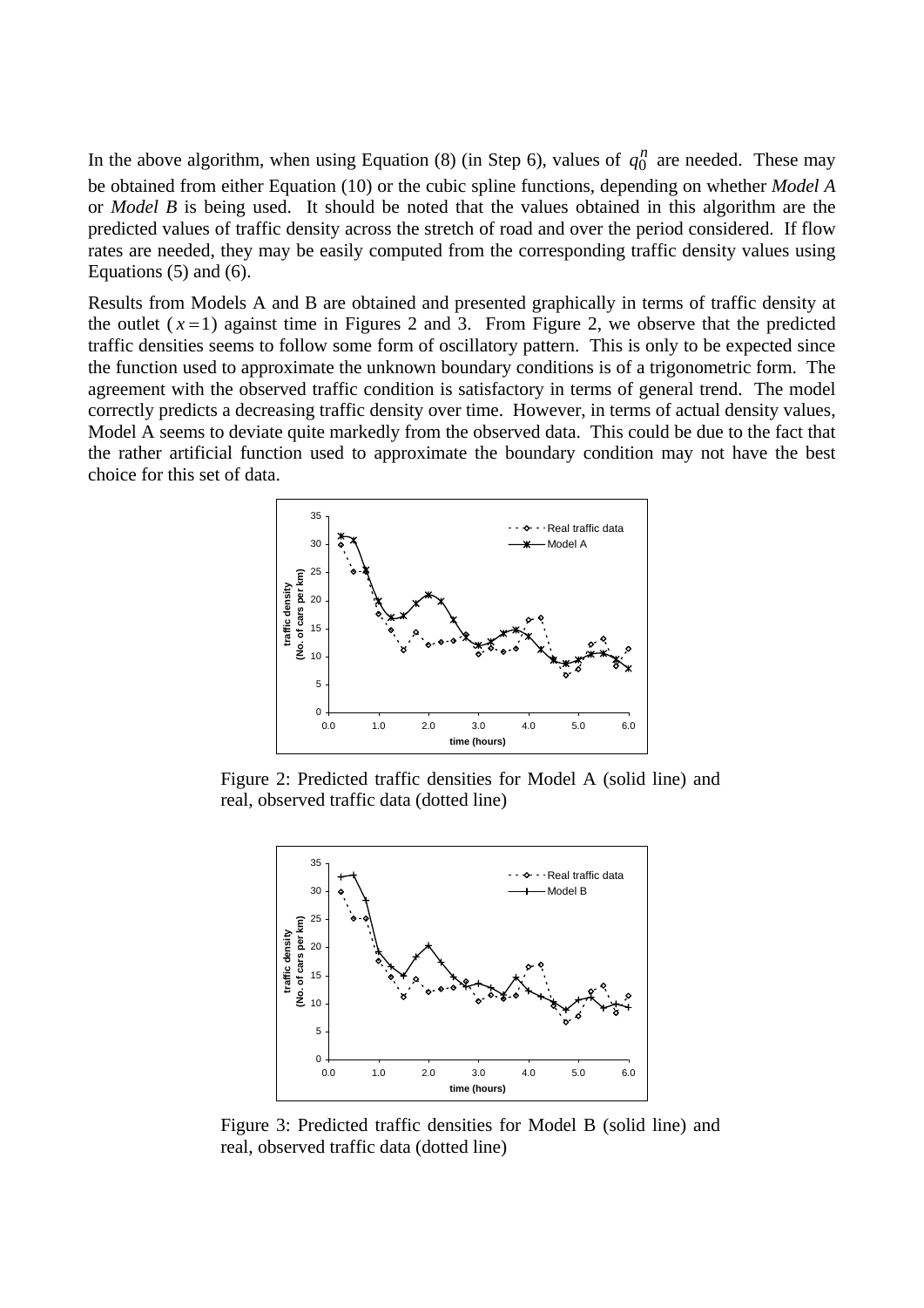In the above algorithm, when using Equation (8) (in Step 6), values of $q_0^n$ are needed. These may be obtained from either Equation (10) or the cubic spline functions, depending on whether *Model A* or *Model B* is being used. It should be noted that the values obtained in this algorithm are the predicted values of traffic density across the stretch of road and over the period considered. If flow rates are needed, they may be easily computed from the corresponding traffic density values using Equations (5) and (6).

Results from Models A and B are obtained and presented graphically in terms of traffic density at the outlet ($x = 1$) against time in Figures 2 and 3. From Figure 2, we observe that the predicted traffic densities seems to follow some form of oscillatory pattern. This is only to be expected since the function used to approximate the unknown boundary conditions is of a trigonometric form. The agreement with the observed traffic condition is satisfactory in terms of general trend. The model correctly predicts a decreasing traffic density over time. However, in terms of actual density values, Model A seems to deviate quite markedly from the observed data. This could be due to the fact that the rather artificial function used to approximate the boundary condition may not have the best choice for this set of data.

Figure 2: Predicted traffic densities for Model A (solid line) and real, observed traffic data (dotted line)

Figure 3: Predicted traffic densities for Model B (solid line) and real, observed traffic data (dotted line)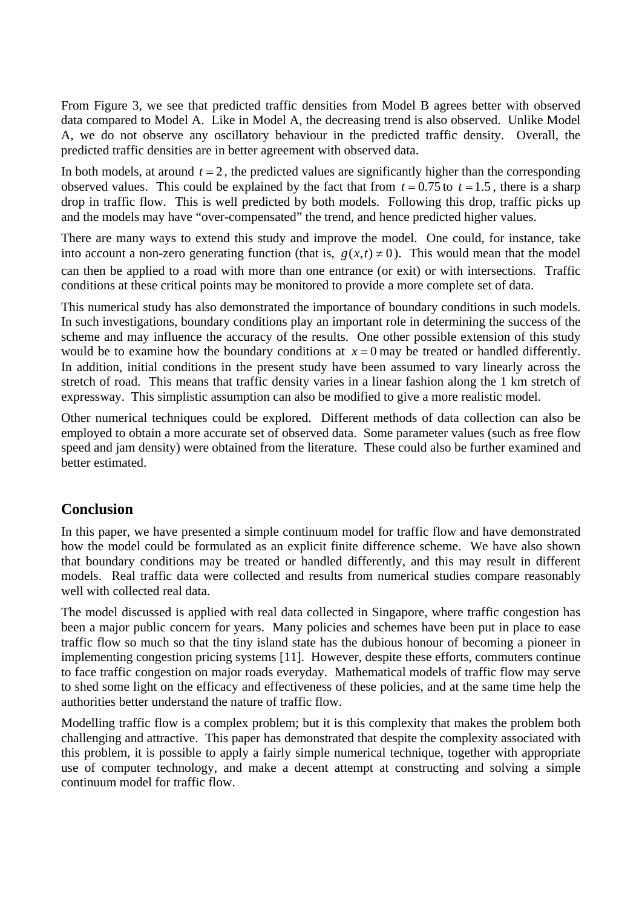From Figure 3, we see that predicted traffic densities from Model B agrees better with observed data compared to Model A. Like in Model A, the decreasing trend is also observed. Unlike Model A, we do not observe any oscillatory behaviour in the predicted traffic density. Overall, the predicted traffic densities are in better agreement with observed data.

In both models, at around $t = 2$, the predicted values are significantly higher than the corresponding observed values. This could be explained by the fact that from $t = 0.75$ to $t = 1.5$, there is a sharp drop in traffic flow. This is well predicted by both models. Following this drop, traffic picks up and the models may have "over-compensated" the trend, and hence predicted higher values.

There are many ways to extend this study and improve the model. One could, for instance, take into account a non-zero generating function (that is, $g(x,t) \neq 0$). This would mean that the model can then be applied to a road with more than one entrance (or exit) or with intersections. Traffic conditions at these critical points may be monitored to provide a more complete set of data.

This numerical study has also demonstrated the importance of boundary conditions in such models. In such investigations, boundary conditions play an important role in determining the success of the scheme and may influence the accuracy of the results. One other possible extension of this study would be to examine how the boundary conditions at $x = 0$ may be treated or handled differently. In addition, initial conditions in the present study have been assumed to vary linearly across the stretch of road. This means that traffic density varies in a linear fashion along the 1 km stretch of expressway. This simplistic assumption can also be modified to give a more realistic model.

Other numerical techniques could be explored. Different methods of data collection can also be employed to obtain a more accurate set of observed data. Some parameter values (such as free flow speed and jam density) were obtained from the literature. These could also be further examined and better estimated.

## Conclusion

In this paper, we have presented a simple continuum model for traffic flow and have demonstrated how the model could be formulated as an explicit finite difference scheme. We have also shown that boundary conditions may be treated or handled differently, and this may result in different models. Real traffic data were collected and results from numerical studies compare reasonably well with collected real data.

The model discussed is applied with real data collected in Singapore, where traffic congestion has been a major public concern for years. Many policies and schemes have been put in place to ease traffic flow so much so that the tiny island state has the dubious honour of becoming a pioneer in implementing congestion pricing systems [11]. However, despite these efforts, commuters continue to face traffic congestion on major roads everyday. Mathematical models of traffic flow may serve to shed some light on the efficacy and effectiveness of these policies, and at the same time help the authorities better understand the nature of traffic flow.

Modelling traffic flow is a complex problem; but it is this complexity that makes the problem both challenging and attractive. This paper has demonstrated that despite the complexity associated with this problem, it is possible to apply a fairly simple numerical technique, together with appropriate use of computer technology, and make a decent attempt at constructing and solving a simple continuum model for traffic flow.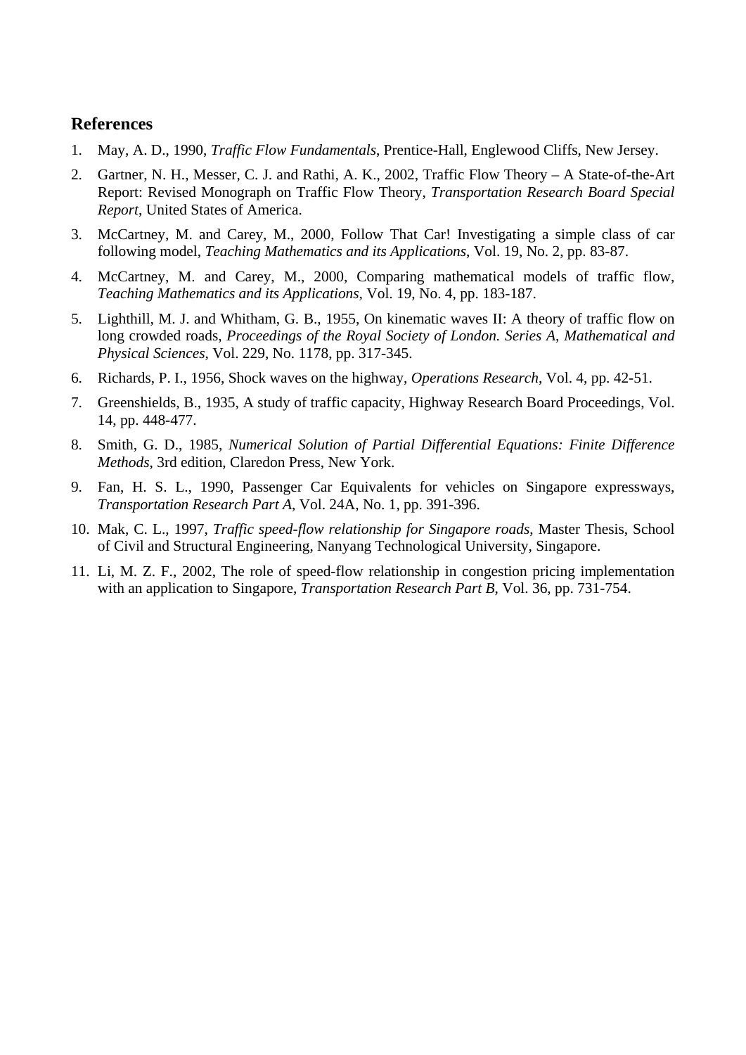## References

1. May, A. D., 1990, *Traffic Flow Fundamentals*, Prentice-Hall, Englewood Cliffs, New Jersey.
2. Gartner, N. H., Messer, C. J. and Rathi, A. K., 2002, Traffic Flow Theory – A State-of-the-Art Report: Revised Monograph on Traffic Flow Theory, *Transportation Research Board Special Report*, United States of America.
3. McCartney, M. and Carey, M., 2000, Follow That Car! Investigating a simple class of car following model, *Teaching Mathematics and its Applications*, Vol. 19, No. 2, pp. 83-87.
4. McCartney, M. and Carey, M., 2000, Comparing mathematical models of traffic flow, *Teaching Mathematics and its Applications*, Vol. 19, No. 4, pp. 183-187.
5. Lighthill, M. J. and Whitham, G. B., 1955, On kinematic waves II: A theory of traffic flow on long crowded roads, *Proceedings of the Royal Society of London. Series A, Mathematical and Physical Sciences*, Vol. 229, No. 1178, pp. 317-345.
6. Richards, P. I., 1956, Shock waves on the highway, *Operations Research*, Vol. 4, pp. 42-51.
7. Greenshields, B., 1935, A study of traffic capacity, Highway Research Board Proceedings, Vol. 14, pp. 448-477.
8. Smith, G. D., 1985, *Numerical Solution of Partial Differential Equations: Finite Difference Methods*, 3rd edition, Claredon Press, New York.
9. Fan, H. S. L., 1990, Passenger Car Equivalents for vehicles on Singapore expressways, *Transportation Research Part A*, Vol. 24A, No. 1, pp. 391-396.
10. Mak, C. L., 1997, *Traffic speed-flow relationship for Singapore roads*, Master Thesis, School of Civil and Structural Engineering, Nanyang Technological University, Singapore.
11. Li, M. Z. F., 2002, The role of speed-flow relationship in congestion pricing implementation with an application to Singapore, *Transportation Research Part B*, Vol. 36, pp. 731-754.